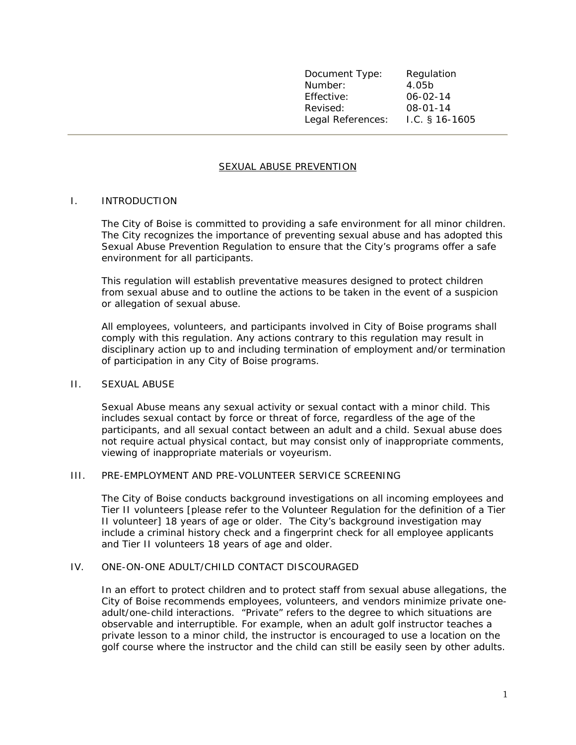| | |
|---|---|
| Document Type: | Regulation |
| Number: | 4.05b |
| Effective: | 06-02-14 |
| Revised: | 08-01-14 |
| Legal References: | I.C. § 16-1605 |

---

# SEXUAL ABUSE PREVENTION

## I. INTRODUCTION

The City of Boise is committed to providing a safe environment for all minor children. The City recognizes the importance of preventing sexual abuse and has adopted this Sexual Abuse Prevention Regulation to ensure that the City's programs offer a safe environment for all participants.

This regulation will establish preventative measures designed to protect children from sexual abuse and to outline the actions to be taken in the event of a suspicion or allegation of sexual abuse.

All employees, volunteers, and participants involved in City of Boise programs shall comply with this regulation. Any actions contrary to this regulation may result in disciplinary action up to and including termination of employment and/or termination of participation in any City of Boise programs.

## II. SEXUAL ABUSE

Sexual Abuse means any sexual activity or sexual contact with a minor child. This includes sexual contact by force or threat of force, regardless of the age of the participants, and all sexual contact between an adult and a child. Sexual abuse does not require actual physical contact, but may consist only of inappropriate comments, viewing of inappropriate materials or voyeurism.

## III. PRE-EMPLOYMENT AND PRE-VOLUNTEER SERVICE SCREENING

The City of Boise conducts background investigations on all incoming employees and Tier II volunteers [please refer to the Volunteer Regulation for the definition of a Tier II volunteer] 18 years of age or older. The City's background investigation may include a criminal history check and a fingerprint check for all employee applicants and Tier II volunteers 18 years of age and older.

## IV. ONE-ON-ONE ADULT/CHILD CONTACT DISCOURAGED

In an effort to protect children and to protect staff from sexual abuse allegations, the City of Boise recommends employees, volunteers, and vendors minimize private one-adult/one-child interactions. "Private" refers to the degree to which situations are observable and interruptible. For example, when an adult golf instructor teaches a private lesson to a minor child, the instructor is encouraged to use a location on the golf course where the instructor and the child can still be easily seen by other adults.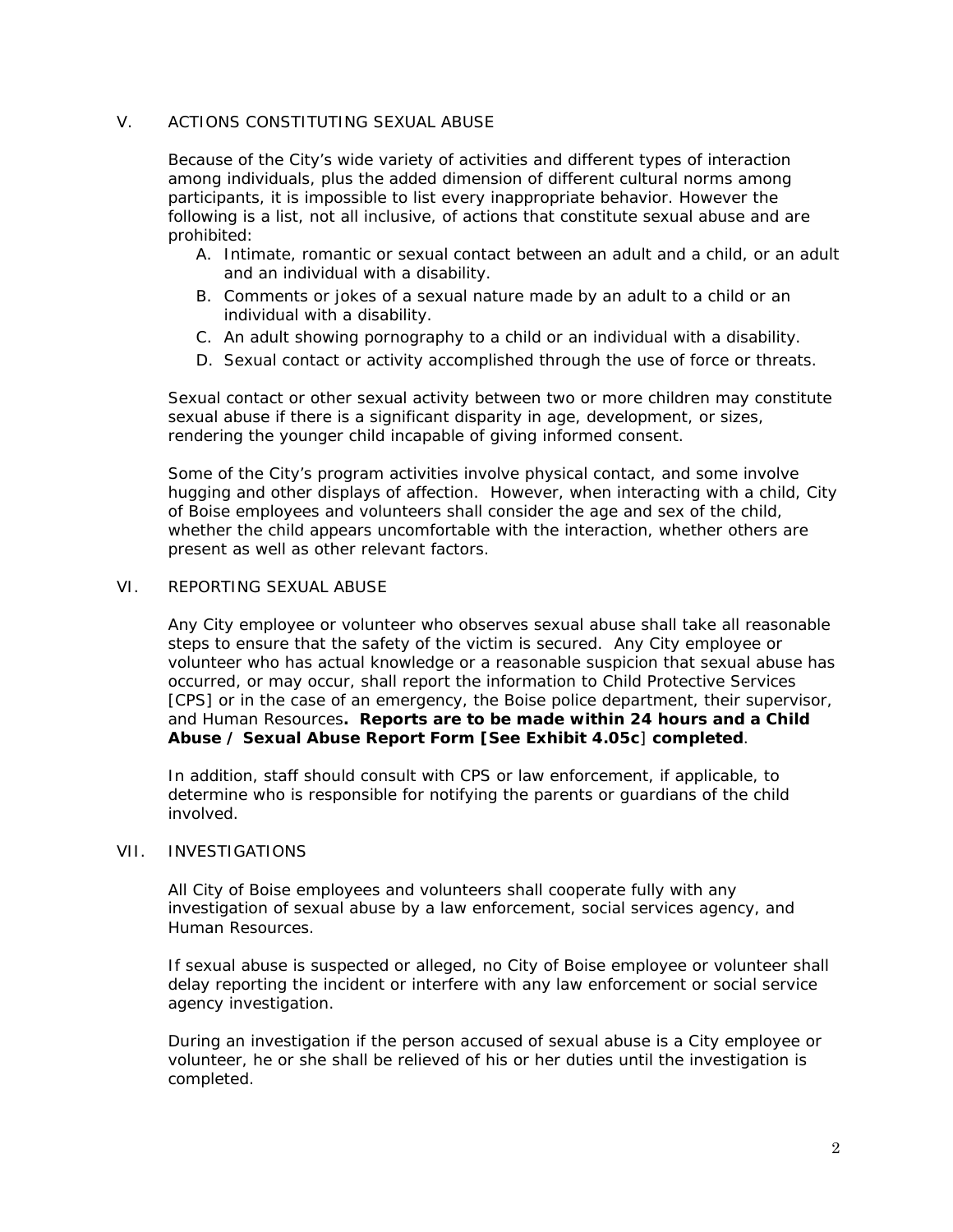## V. ACTIONS CONSTITUTING SEXUAL ABUSE

Because of the City's wide variety of activities and different types of interaction among individuals, plus the added dimension of different cultural norms among participants, it is impossible to list every inappropriate behavior. However the following is a list, not all inclusive, of actions that constitute sexual abuse and are prohibited:

A. Intimate, romantic or sexual contact between an adult and a child, or an adult and an individual with a disability.
B. Comments or jokes of a sexual nature made by an adult to a child or an individual with a disability.
C. An adult showing pornography to a child or an individual with a disability.
D. Sexual contact or activity accomplished through the use of force or threats.

Sexual contact or other sexual activity between two or more children may constitute sexual abuse if there is a significant disparity in age, development, or sizes, rendering the younger child incapable of giving informed consent.

Some of the City's program activities involve physical contact, and some involve hugging and other displays of affection. However, when interacting with a child, City of Boise employees and volunteers shall consider the age and sex of the child, whether the child appears uncomfortable with the interaction, whether others are present as well as other relevant factors.

## VI. REPORTING SEXUAL ABUSE

Any City employee or volunteer who observes sexual abuse shall take all reasonable steps to ensure that the safety of the victim is secured. Any City employee or volunteer who has actual knowledge or a reasonable suspicion that sexual abuse has occurred, or may occur, shall report the information to Child Protective Services [CPS] or in the case of an emergency, the Boise police department, their supervisor, and Human Resources**. Reports are to be made within 24 hours and a Child Abuse / Sexual Abuse Report Form [See Exhibit 4.05c] completed**.

In addition, staff should consult with CPS or law enforcement, if applicable, to determine who is responsible for notifying the parents or guardians of the child involved.

## VII. INVESTIGATIONS

All City of Boise employees and volunteers shall cooperate fully with any investigation of sexual abuse by a law enforcement, social services agency, and Human Resources.

If sexual abuse is suspected or alleged, no City of Boise employee or volunteer shall delay reporting the incident or interfere with any law enforcement or social service agency investigation.

During an investigation if the person accused of sexual abuse is a City employee or volunteer, he or she shall be relieved of his or her duties until the investigation is completed.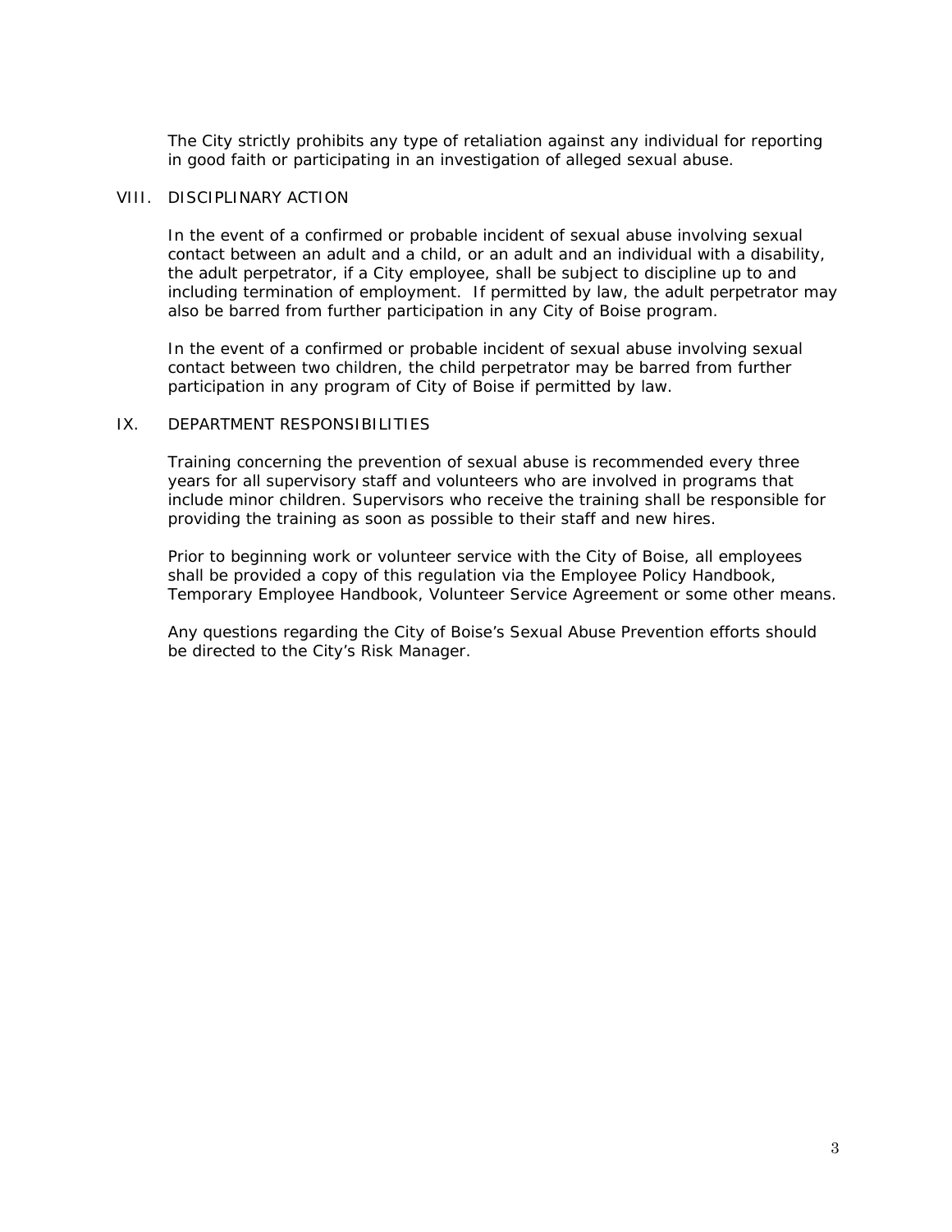The City strictly prohibits any type of retaliation against any individual for reporting in good faith or participating in an investigation of alleged sexual abuse.

## VIII. DISCIPLINARY ACTION

In the event of a confirmed or probable incident of sexual abuse involving sexual contact between an adult and a child, or an adult and an individual with a disability, the adult perpetrator, if a City employee, shall be subject to discipline up to and including termination of employment. If permitted by law, the adult perpetrator may also be barred from further participation in any City of Boise program.

In the event of a confirmed or probable incident of sexual abuse involving sexual contact between two children, the child perpetrator may be barred from further participation in any program of City of Boise if permitted by law.

## IX. DEPARTMENT RESPONSIBILITIES

Training concerning the prevention of sexual abuse is recommended every three years for all supervisory staff and volunteers who are involved in programs that include minor children. Supervisors who receive the training shall be responsible for providing the training as soon as possible to their staff and new hires.

Prior to beginning work or volunteer service with the City of Boise, all employees shall be provided a copy of this regulation via the Employee Policy Handbook, Temporary Employee Handbook, Volunteer Service Agreement or some other means.

Any questions regarding the City of Boise's Sexual Abuse Prevention efforts should be directed to the City's Risk Manager.